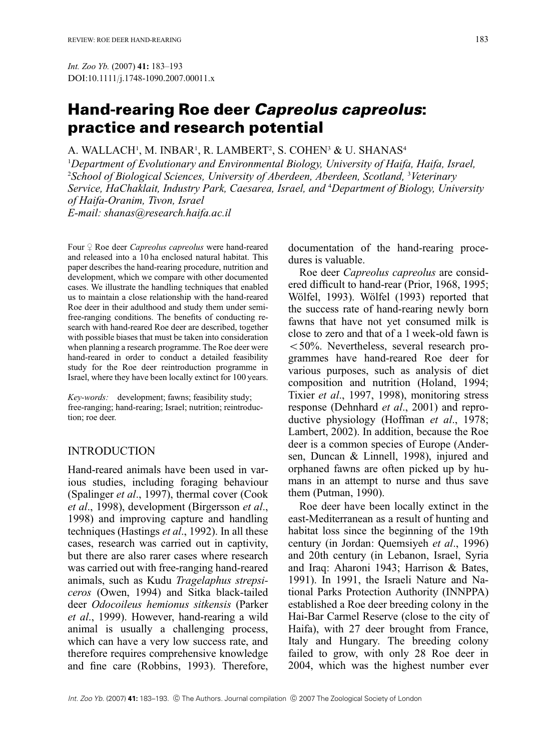*Int. Zoo Yb.* (2007) **41:** 183–193
DOI:10.1111/j.1748-1090.2007.00011.x

# Hand-rearing Roe deer *Capreolus capreolus*: practice and research potential

A. WALLACH[1], M. INBAR[1], R. LAMBERT[2], S. COHEN[3] & U. SHANAS[4]

[1]*Department of Evolutionary and Environmental Biology, University of Haifa, Haifa, Israel,* [2]*School of Biological Sciences, University of Aberdeen, Aberdeen, Scotland,* [3]*Veterinary Service, HaChaklait, Industry Park, Caesarea, Israel, and* [4]*Department of Biology, University of Haifa-Oranim, Tivon, Israel*
*E-mail: shanas@research.haifa.ac.il*

Four ♀ Roe deer *Capreolus capreolus* were hand-reared and released into a 10 ha enclosed natural habitat. This paper describes the hand-rearing procedure, nutrition and development, which we compare with other documented cases. We illustrate the handling techniques that enabled us to maintain a close relationship with the hand-reared Roe deer in their adulthood and study them under semi-free-ranging conditions. The benefits of conducting research with hand-reared Roe deer are described, together with possible biases that must be taken into consideration when planning a research programme. The Roe deer were hand-reared in order to conduct a detailed feasibility study for the Roe deer reintroduction programme in Israel, where they have been locally extinct for 100 years.

*Key-words:* development; fawns; feasibility study; free-ranging; hand-rearing; Israel; nutrition; reintroduction; roe deer.

## INTRODUCTION

Hand-reared animals have been used in various studies, including foraging behaviour (Spalinger *et al*., 1997), thermal cover (Cook *et al*., 1998), development (Birgersson *et al*., 1998) and improving capture and handling techniques (Hastings *et al*., 1992). In all these cases, research was carried out in captivity, but there are also rarer cases where research was carried out with free-ranging hand-reared animals, such as Kudu *Tragelaphus strepsiceros* (Owen, 1994) and Sitka black-tailed deer *Odocoileus hemionus sitkensis* (Parker *et al*., 1999). However, hand-rearing a wild animal is usually a challenging process, which can have a very low success rate, and therefore requires comprehensive knowledge and fine care (Robbins, 1993). Therefore, documentation of the hand-rearing procedures is valuable.

Roe deer *Capreolus capreolus* are considered difficult to hand-rear (Prior, 1968, 1995; Wölfel, 1993). Wölfel (1993) reported that the success rate of hand-rearing newly born fawns that have not yet consumed milk is close to zero and that of a 1 week-old fawn is $<50\%$. Nevertheless, several research programmes have hand-reared Roe deer for various purposes, such as analysis of diet composition and nutrition (Holand, 1994; Tixier *et al*., 1997, 1998), monitoring stress response (Dehnhard *et al*., 2001) and reproductive physiology (Hoffman *et al*., 1978; Lambert, 2002). In addition, because the Roe deer is a common species of Europe (Andersen, Duncan & Linnell, 1998), injured and orphaned fawns are often picked up by humans in an attempt to nurse and thus save them (Putman, 1990).

Roe deer have been locally extinct in the east-Mediterranean as a result of hunting and habitat loss since the beginning of the 19th century (in Jordan: Quemsiyeh *et al*., 1996) and 20th century (in Lebanon, Israel, Syria and Iraq: Aharoni 1943; Harrison & Bates, 1991). In 1991, the Israeli Nature and National Parks Protection Authority (INNPPA) established a Roe deer breeding colony in the Hai-Bar Carmel Reserve (close to the city of Haifa), with 27 deer brought from France, Italy and Hungary. The breeding colony failed to grow, with only 28 Roe deer in 2004, which was the highest number ever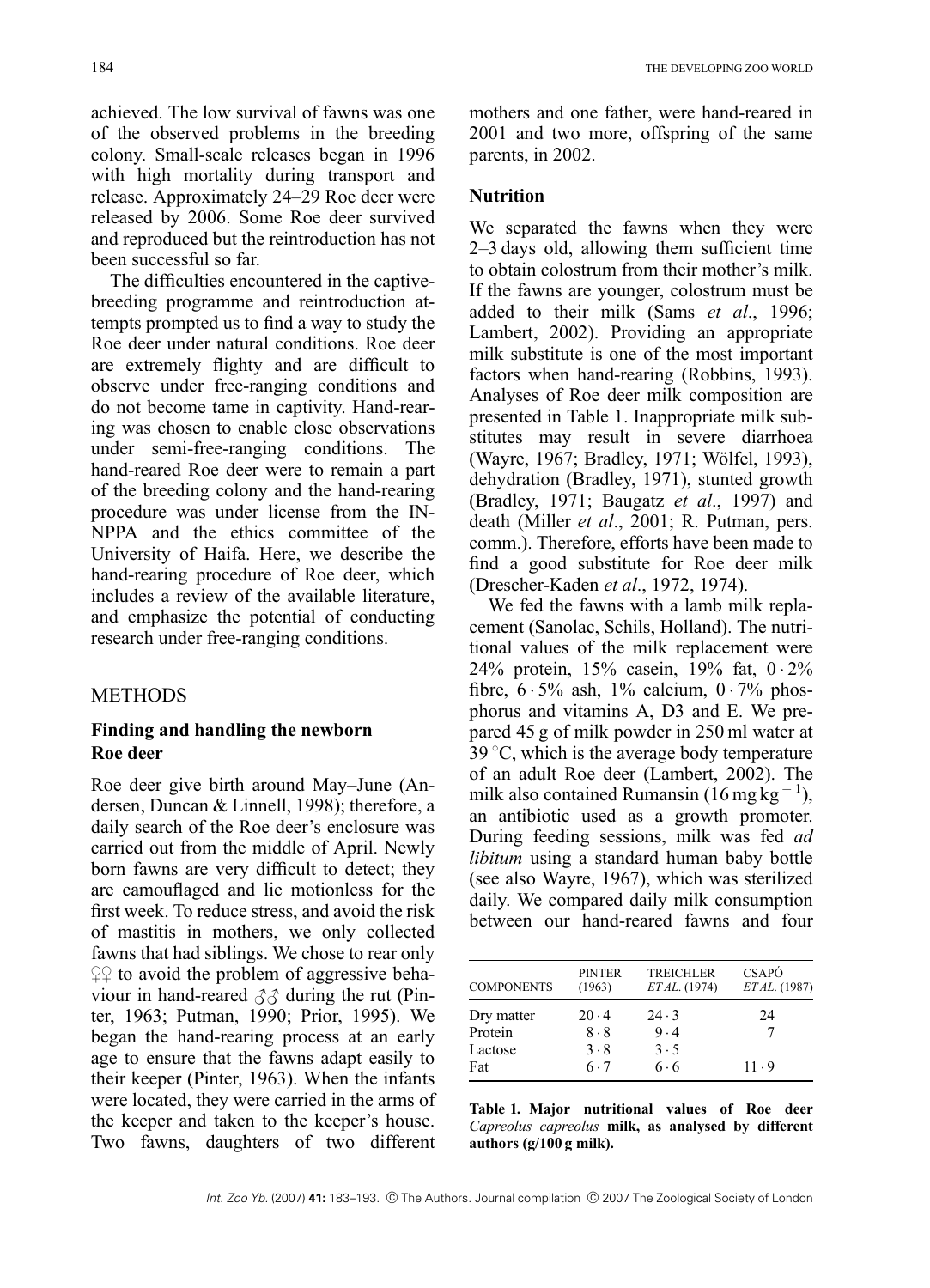achieved. The low survival of fawns was one of the observed problems in the breeding colony. Small-scale releases began in 1996 with high mortality during transport and release. Approximately 24–29 Roe deer were released by 2006. Some Roe deer survived and reproduced but the reintroduction has not been successful so far.

The difficulties encountered in the captive-breeding programme and reintroduction attempts prompted us to find a way to study the Roe deer under natural conditions. Roe deer are extremely flighty and are difficult to observe under free-ranging conditions and do not become tame in captivity. Hand-rearing was chosen to enable close observations under semi-free-ranging conditions. The hand-reared Roe deer were to remain a part of the breeding colony and the hand-rearing procedure was under license from the INNPPA and the ethics committee of the University of Haifa. Here, we describe the hand-rearing procedure of Roe deer, which includes a review of the available literature, and emphasize the potential of conducting research under free-ranging conditions.

## METHODS

### Finding and handling the newborn Roe deer

Roe deer give birth around May–June (Andersen, Duncan & Linnell, 1998); therefore, a daily search of the Roe deer's enclosure was carried out from the middle of April. Newly born fawns are very difficult to detect; they are camouflaged and lie motionless for the first week. To reduce stress, and avoid the risk of mastitis in mothers, we only collected fawns that had siblings. We chose to rear only ♀♀ to avoid the problem of aggressive behaviour in hand-reared ♂♂ during the rut (Pinter, 1963; Putman, 1990; Prior, 1995). We began the hand-rearing process at an early age to ensure that the fawns adapt easily to their keeper (Pinter, 1963). When the infants were located, they were carried in the arms of the keeper and taken to the keeper's house. Two fawns, daughters of two different mothers and one father, were hand-reared in 2001 and two more, offspring of the same parents, in 2002.

### Nutrition

We separated the fawns when they were 2–3 days old, allowing them sufficient time to obtain colostrum from their mother's milk. If the fawns are younger, colostrum must be added to their milk (Sams *et al*., 1996; Lambert, 2002). Providing an appropriate milk substitute is one of the most important factors when hand-rearing (Robbins, 1993). Analyses of Roe deer milk composition are presented in Table 1. Inappropriate milk substitutes may result in severe diarrhoea (Wayre, 1967; Bradley, 1971; Wölfel, 1993), dehydration (Bradley, 1971), stunted growth (Bradley, 1971; Baugatz *et al*., 1997) and death (Miller *et al*., 2001; R. Putman, pers. comm.). Therefore, efforts have been made to find a good substitute for Roe deer milk (Drescher-Kaden *et al*., 1972, 1974).

We fed the fawns with a lamb milk replacement (Sanolac, Schils, Holland). The nutritional values of the milk replacement were 24% protein, 15% casein, 19% fat, 0·2% fibre, 6·5% ash, 1% calcium, 0·7% phosphorus and vitamins A, D3 and E. We prepared 45 g of milk powder in 250 ml water at 39 °C, which is the average body temperature of an adult Roe deer (Lambert, 2002). The milk also contained Rumansin ($16\ \mathrm{mg\,kg^{-1}}$), an antibiotic used as a growth promoter. During feeding sessions, milk was fed *ad libitum* using a standard human baby bottle (see also Wayre, 1967), which was sterilized daily. We compared daily milk consumption between our hand-reared fawns and four

| COMPONENTS | PINTER (1963) | TREICHLER *ET AL*. (1974) | CSAPÓ *ET AL*. (1987) |
|---|---|---|---|
| Dry matter | 20·4 | 24·3 | 24 |
| Protein | 8·8 | 9·4 | 7 |
| Lactose | 3·8 | 3·5 | |
| Fat | 6·7 | 6·6 | 11·9 |

**Table 1. Major nutritional values of Roe deer *Capreolus capreolus* milk, as analysed by different authors (g/100 g milk).**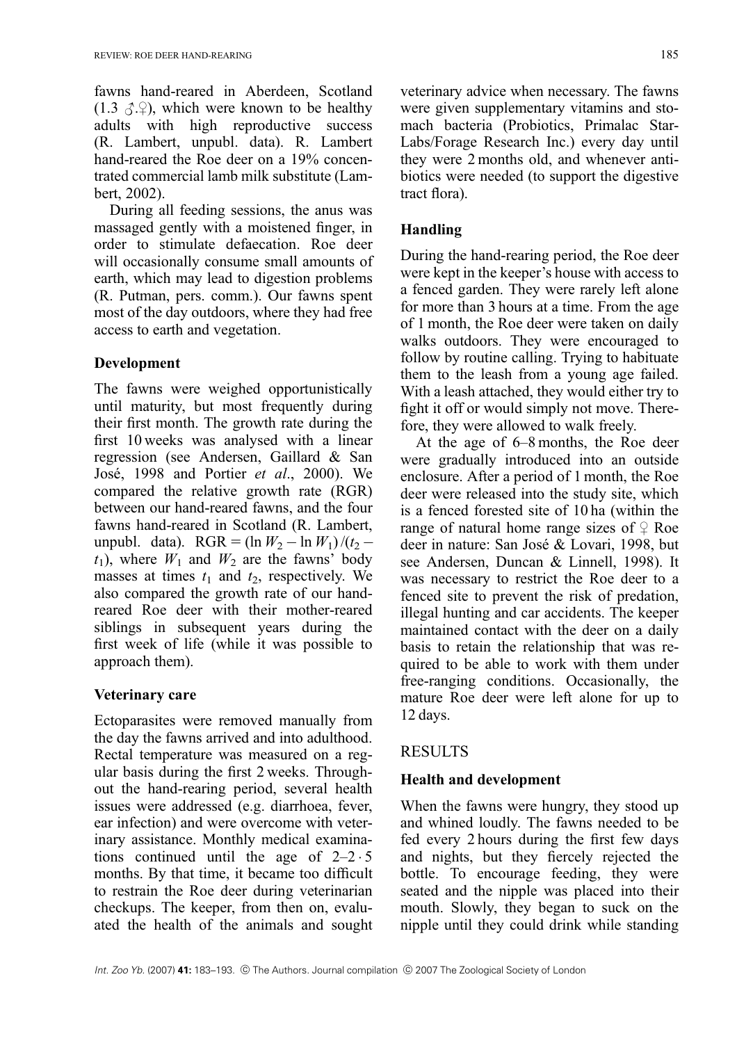fawns hand-reared in Aberdeen, Scotland (1.3 ♂.♀), which were known to be healthy adults with high reproductive success (R. Lambert, unpubl. data). R. Lambert hand-reared the Roe deer on a 19% concentrated commercial lamb milk substitute (Lambert, 2002).

During all feeding sessions, the anus was massaged gently with a moistened finger, in order to stimulate defaecation. Roe deer will occasionally consume small amounts of earth, which may lead to digestion problems (R. Putman, pers. comm.). Our fawns spent most of the day outdoors, where they had free access to earth and vegetation.

### Development

The fawns were weighed opportunistically until maturity, but most frequently during their first month. The growth rate during the first 10 weeks was analysed with a linear regression (see Andersen, Gaillard & San José, 1998 and Portier *et al*., 2000). We compared the relative growth rate (RGR) between our hand-reared fawns, and the four fawns hand-reared in Scotland (R. Lambert, unpubl. data). $\text{RGR} = (\ln W_2 - \ln W_1)/(t_2 - t_1)$, where $W_1$ and $W_2$ are the fawns' body masses at times $t_1$ and $t_2$, respectively. We also compared the growth rate of our hand-reared Roe deer with their mother-reared siblings in subsequent years during the first week of life (while it was possible to approach them).

### Veterinary care

Ectoparasites were removed manually from the day the fawns arrived and into adulthood. Rectal temperature was measured on a regular basis during the first 2 weeks. Throughout the hand-rearing period, several health issues were addressed (e.g. diarrhoea, fever, ear infection) and were overcome with veterinary assistance. Monthly medical examinations continued until the age of 2–2·5 months. By that time, it became too difficult to restrain the Roe deer during veterinarian checkups. The keeper, from then on, evaluated the health of the animals and sought veterinary advice when necessary. The fawns were given supplementary vitamins and stomach bacteria (Probiotics, Primalac Star-Labs/Forage Research Inc.) every day until they were 2 months old, and whenever antibiotics were needed (to support the digestive tract flora).

### Handling

During the hand-rearing period, the Roe deer were kept in the keeper's house with access to a fenced garden. They were rarely left alone for more than 3 hours at a time. From the age of 1 month, the Roe deer were taken on daily walks outdoors. They were encouraged to follow by routine calling. Trying to habituate them to the leash from a young age failed. With a leash attached, they would either try to fight it off or would simply not move. Therefore, they were allowed to walk freely.

At the age of 6–8 months, the Roe deer were gradually introduced into an outside enclosure. After a period of 1 month, the Roe deer were released into the study site, which is a fenced forested site of 10 ha (within the range of natural home range sizes of ♀ Roe deer in nature: San José & Lovari, 1998, but see Andersen, Duncan & Linnell, 1998). It was necessary to restrict the Roe deer to a fenced site to prevent the risk of predation, illegal hunting and car accidents. The keeper maintained contact with the deer on a daily basis to retain the relationship that was required to be able to work with them under free-ranging conditions. Occasionally, the mature Roe deer were left alone for up to 12 days.

## RESULTS

### Health and development

When the fawns were hungry, they stood up and whined loudly. The fawns needed to be fed every 2 hours during the first few days and nights, but they fiercely rejected the bottle. To encourage feeding, they were seated and the nipple was placed into their mouth. Slowly, they began to suck on the nipple until they could drink while standing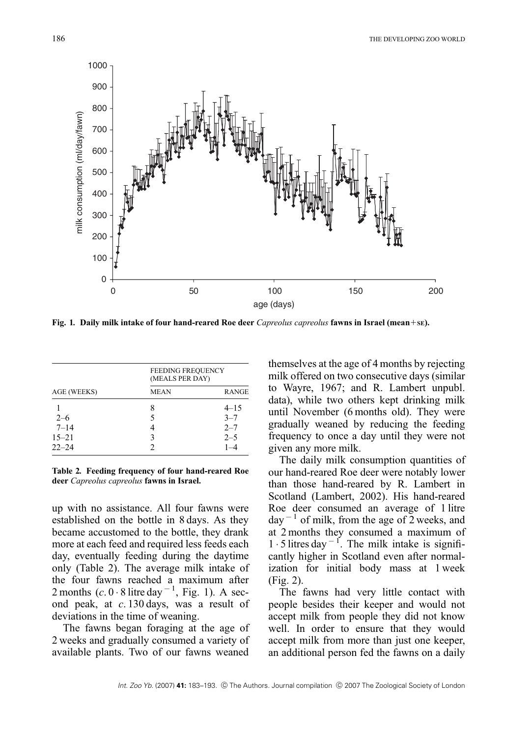Fig. 1. Daily milk intake of four hand-reared Roe deer *Capreolus capreolus* fawns in Israel (mean+SE).

| AGE (WEEKS) | FEEDING FREQUENCY (MEALS PER DAY) | |
|---|---|---|
| | MEAN | RANGE |
| 1 | 8 | 4–15 |
| 2–6 | 5 | 3–7 |
| 7–14 | 4 | 2–7 |
| 15–21 | 3 | 2–5 |
| 22–24 | 2 | 1–4 |

**Table 2. Feeding frequency of four hand-reared Roe deer *Capreolus capreolus* fawns in Israel.**

up with no assistance. All four fawns were established on the bottle in 8 days. As they became accustomed to the bottle, they drank more at each feed and required less feeds each day, eventually feeding during the daytime only (Table 2). The average milk intake of the four fawns reached a maximum after 2 months ($c.\ 0 \cdot 8$ litre day$^{-1}$, Fig. 1). A second peak, at *c.* 130 days, was a result of deviations in the time of weaning.

The fawns began foraging at the age of 2 weeks and gradually consumed a variety of available plants. Two of our fawns weaned themselves at the age of 4 months by rejecting milk offered on two consecutive days (similar to Wayre, 1967; and R. Lambert unpubl. data), while two others kept drinking milk until November (6 months old). They were gradually weaned by reducing the feeding frequency to once a day until they were not given any more milk.

The daily milk consumption quantities of our hand-reared Roe deer were notably lower than those hand-reared by R. Lambert in Scotland (Lambert, 2002). His hand-reared Roe deer consumed an average of 1 litre day$^{-1}$ of milk, from the age of 2 weeks, and at 2 months they consumed a maximum of $1 \cdot 5$ litres day$^{-1}$. The milk intake is significantly higher in Scotland even after normalization for initial body mass at 1 week (Fig. 2).

The fawns had very little contact with people besides their keeper and would not accept milk from people they did not know well. In order to ensure that they would accept milk from more than just one keeper, an additional person fed the fawns on a daily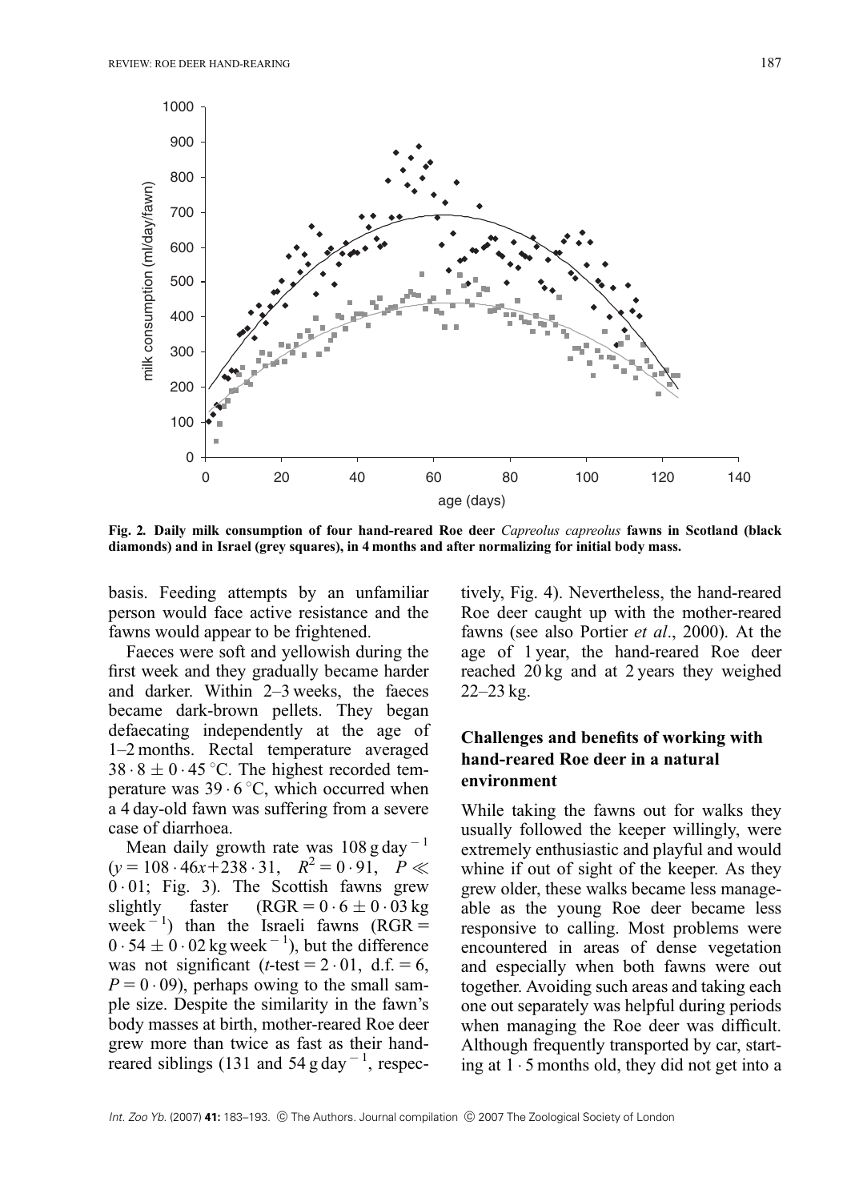Fig. 2. Daily milk consumption of four hand-reared Roe deer *Capreolus capreolus* fawns in Scotland (black diamonds) and in Israel (grey squares), in 4 months and after normalizing for initial body mass.

basis. Feeding attempts by an unfamiliar person would face active resistance and the fawns would appear to be frightened.

Faeces were soft and yellowish during the first week and they gradually became harder and darker. Within 2–3 weeks, the faeces became dark-brown pellets. They began defaecating independently at the age of 1–2 months. Rectal temperature averaged $38 \cdot 8 \pm 0 \cdot 45$ °C. The highest recorded temperature was $39 \cdot 6$ °C, which occurred when a 4 day-old fawn was suffering from a severe case of diarrhoea.

Mean daily growth rate was $108\ \mathrm{g\ day^{-1}}$ ($y = 108 \cdot 46x + 238 \cdot 31$, $R^2 = 0 \cdot 91$, $P \ll 0 \cdot 01$; Fig. 3). The Scottish fawns grew slightly faster ($\mathrm{RGR} = 0 \cdot 6 \pm 0 \cdot 03\ \mathrm{kg\ week^{-1}}$) than the Israeli fawns ($\mathrm{RGR} = 0 \cdot 54 \pm 0 \cdot 02\ \mathrm{kg\ week^{-1}}$), but the difference was not significant ($t$-test $= 2 \cdot 01$, d.f. $= 6$, $P = 0 \cdot 09$), perhaps owing to the small sample size. Despite the similarity in the fawn's body masses at birth, mother-reared Roe deer grew more than twice as fast as their hand-reared siblings (131 and $54\ \mathrm{g\ day^{-1}}$, respectively, Fig. 4). Nevertheless, the hand-reared Roe deer caught up with the mother-reared fawns (see also Portier *et al*., 2000). At the age of 1 year, the hand-reared Roe deer reached 20 kg and at 2 years they weighed 22–23 kg.

## Challenges and benefits of working with hand-reared Roe deer in a natural environment

While taking the fawns out for walks they usually followed the keeper willingly, were extremely enthusiastic and playful and would whine if out of sight of the keeper. As they grew older, these walks became less manageable as the young Roe deer became less responsive to calling. Most problems were encountered in areas of dense vegetation and especially when both fawns were out together. Avoiding such areas and taking each one out separately was helpful during periods when managing the Roe deer was difficult. Although frequently transported by car, starting at $1 \cdot 5$ months old, they did not get into a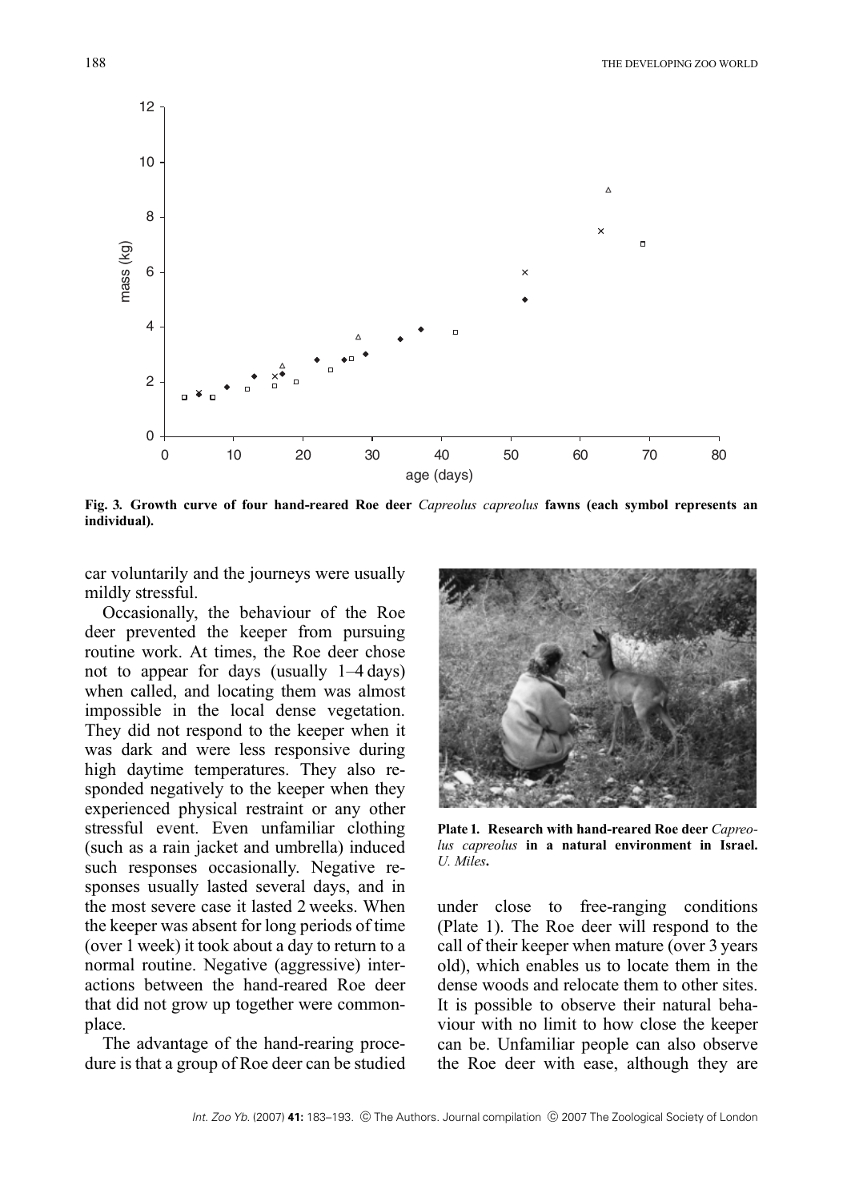Fig. 3. Growth curve of four hand-reared Roe deer *Capreolus capreolus* fawns (each symbol represents an individual).

car voluntarily and the journeys were usually mildly stressful.

Occasionally, the behaviour of the Roe deer prevented the keeper from pursuing routine work. At times, the Roe deer chose not to appear for days (usually 1–4 days) when called, and locating them was almost impossible in the local dense vegetation. They did not respond to the keeper when it was dark and were less responsive during high daytime temperatures. They also responded negatively to the keeper when they experienced physical restraint or any other stressful event. Even unfamiliar clothing (such as a rain jacket and umbrella) induced such responses occasionally. Negative responses usually lasted several days, and in the most severe case it lasted 2 weeks. When the keeper was absent for long periods of time (over 1 week) it took about a day to return to a normal routine. Negative (aggressive) interactions between the hand-reared Roe deer that did not grow up together were commonplace.

The advantage of the hand-rearing procedure is that a group of Roe deer can be studied under close to free-ranging conditions (Plate 1). The Roe deer will respond to the call of their keeper when mature (over 3 years old), which enables us to locate them in the dense woods and relocate them to other sites. It is possible to observe their natural behaviour with no limit to how close the keeper can be. Unfamiliar people can also observe the Roe deer with ease, although they are

**Plate 1. Research with hand-reared Roe deer *Capreolus capreolus* in a natural environment in Israel.** *U. Miles*.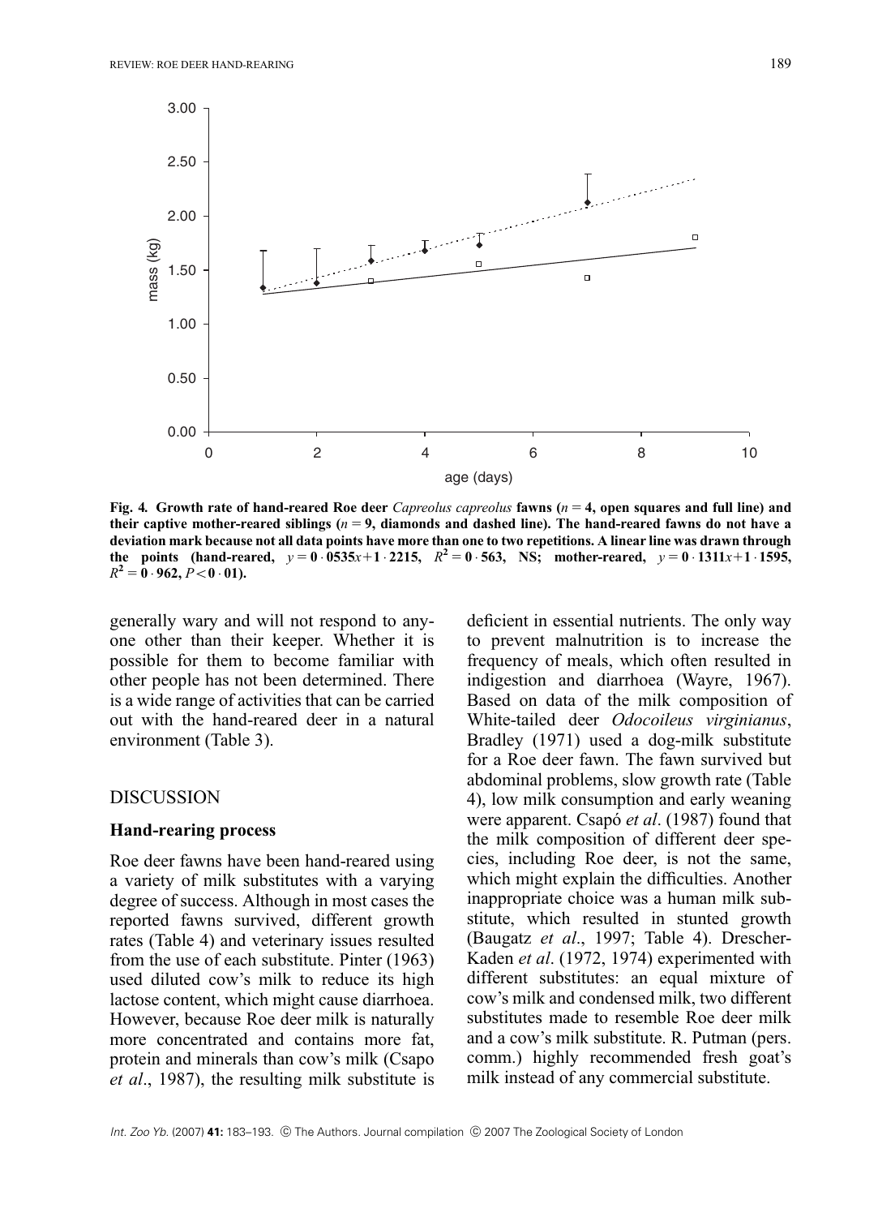**Fig. 4. Growth rate of hand-reared Roe deer *Capreolus capreolus* fawns ($n = 4$, open squares and full line) and their captive mother-reared siblings ($n = 9$, diamonds and dashed line). The hand-reared fawns do not have a deviation mark because not all data points have more than one to two repetitions. A linear line was drawn through the points (hand-reared, $y = 0 \cdot 0535x + 1 \cdot 2215$, $R^2 = 0 \cdot 563$, NS; mother-reared, $y = 0 \cdot 1311x + 1 \cdot 1595$, $R^2 = 0 \cdot 962$, $P < 0 \cdot 01$).**

generally wary and will not respond to anyone other than their keeper. Whether it is possible for them to become familiar with other people has not been determined. There is a wide range of activities that can be carried out with the hand-reared deer in a natural environment (Table 3).

## DISCUSSION

### Hand-rearing process

Roe deer fawns have been hand-reared using a variety of milk substitutes with a varying degree of success. Although in most cases the reported fawns survived, different growth rates (Table 4) and veterinary issues resulted from the use of each substitute. Pinter (1963) used diluted cow's milk to reduce its high lactose content, which might cause diarrhoea. However, because Roe deer milk is naturally more concentrated and contains more fat, protein and minerals than cow's milk (Csapo *et al*., 1987), the resulting milk substitute is deficient in essential nutrients. The only way to prevent malnutrition is to increase the frequency of meals, which often resulted in indigestion and diarrhoea (Wayre, 1967). Based on data of the milk composition of White-tailed deer *Odocoileus virginianus*, Bradley (1971) used a dog-milk substitute for a Roe deer fawn. The fawn survived but abdominal problems, slow growth rate (Table 4), low milk consumption and early weaning were apparent. Csapó *et al*. (1987) found that the milk composition of different deer species, including Roe deer, is not the same, which might explain the difficulties. Another inappropriate choice was a human milk substitute, which resulted in stunted growth (Baugatz *et al*., 1997; Table 4). Drescher-Kaden *et al*. (1972, 1974) experimented with different substitutes: an equal mixture of cow's milk and condensed milk, two different substitutes made to resemble Roe deer milk and a cow's milk substitute. R. Putman (pers. comm.) highly recommended fresh goat's milk instead of any commercial substitute.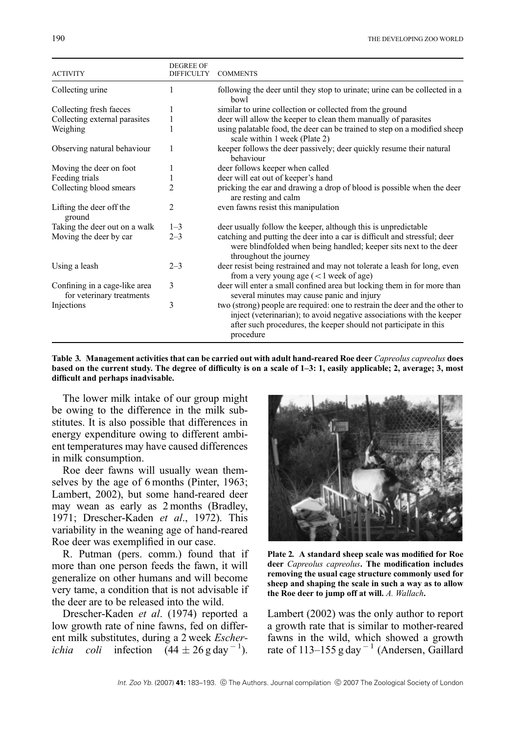| ACTIVITY | DEGREE OF DIFFICULTY | COMMENTS |
|---|---|---|
| Collecting urine | 1 | following the deer until they stop to urinate; urine can be collected in a bowl |
| Collecting fresh faeces | 1 | similar to urine collection or collected from the ground |
| Collecting external parasites | 1 | deer will allow the keeper to clean them manually of parasites |
| Weighing | 1 | using palatable food, the deer can be trained to step on a modified sheep scale within 1 week (Plate 2) |
| Observing natural behaviour | 1 | keeper follows the deer passively; deer quickly resume their natural behaviour |
| Moving the deer on foot | 1 | deer follows keeper when called |
| Feeding trials | 1 | deer will eat out of keeper's hand |
| Collecting blood smears | 2 | pricking the ear and drawing a drop of blood is possible when the deer are resting and calm |
| Lifting the deer off the ground | 2 | even fawns resist this manipulation |
| Taking the deer out on a walk | 1–3 | deer usually follow the keeper, although this is unpredictable |
| Moving the deer by car | 2–3 | catching and putting the deer into a car is difficult and stressful; deer were blindfolded when being handled; keeper sits next to the deer throughout the journey |
| Using a leash | 2–3 | deer resist being restrained and may not tolerate a leash for long, even from a very young age (< 1 week of age) |
| Confining in a cage-like area for veterinary treatments | 3 | deer will enter a small confined area but locking them in for more than several minutes may cause panic and injury |
| Injections | 3 | two (strong) people are required: one to restrain the deer and the other to inject (veterinarian); to avoid negative associations with the keeper after such procedures, the keeper should not participate in this procedure |

**Table 3. Management activities that can be carried out with adult hand-reared Roe deer *Capreolus capreolus* does based on the current study. The degree of difficulty is on a scale of 1–3: 1, easily applicable; 2, average; 3, most difficult and perhaps inadvisable.**

The lower milk intake of our group might be owing to the difference in the milk substitutes. It is also possible that differences in energy expenditure owing to different ambient temperatures may have caused differences in milk consumption.

Roe deer fawns will usually wean themselves by the age of 6 months (Pinter, 1963; Lambert, 2002), but some hand-reared deer may wean as early as 2 months (Bradley, 1971; Drescher-Kaden *et al*., 1972). This variability in the weaning age of hand-reared Roe deer was exemplified in our case.

R. Putman (pers. comm.) found that if more than one person feeds the fawn, it will generalize on other humans and will become very tame, a condition that is not advisable if the deer are to be released into the wild.

Drescher-Kaden *et al*. (1974) reported a low growth rate of nine fawns, fed on different milk substitutes, during a 2 week *Escherichia coli* infection ($44 \pm 26\,g\,day^{-1}$).

**Plate 2. A standard sheep scale was modified for Roe deer *Capreolus capreolus*. The modification includes removing the usual cage structure commonly used for sheep and shaping the scale in such a way as to allow the Roe deer to jump off at will.** *A. Wallach***.**

Lambert (2002) was the only author to report a growth rate that is similar to mother-reared fawns in the wild, which showed a growth rate of $113–155\,g\,day^{-1}$ (Andersen, Gaillard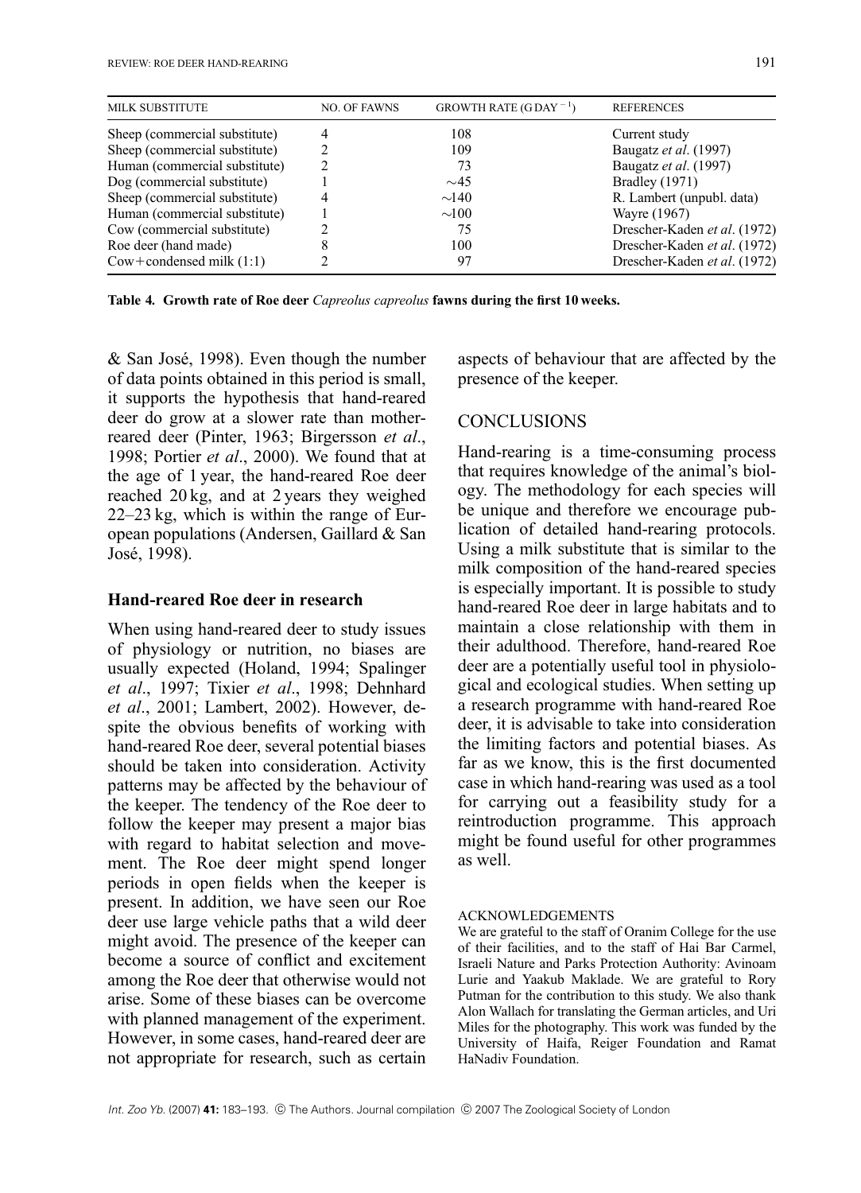| MILK SUBSTITUTE | NO. OF FAWNS | GROWTH RATE (G DAY$^{-1}$) | REFERENCES |
|---|---|---|---|
| Sheep (commercial substitute) | 4 | 108 | Current study |
| Sheep (commercial substitute) | 2 | 109 | Baugatz *et al*. (1997) |
| Human (commercial substitute) | 2 | 73 | Baugatz *et al*. (1997) |
| Dog (commercial substitute) | 1 | ∼45 | Bradley (1971) |
| Sheep (commercial substitute) | 4 | ∼140 | R. Lambert (unpubl. data) |
| Human (commercial substitute) | 1 | ∼100 | Wayre (1967) |
| Cow (commercial substitute) | 2 | 75 | Drescher-Kaden *et al*. (1972) |
| Roe deer (hand made) | 8 | 100 | Drescher-Kaden *et al*. (1972) |
| Cow+condensed milk (1:1) | 2 | 97 | Drescher-Kaden *et al*. (1972) |

**Table 4. Growth rate of Roe deer *Capreolus capreolus* fawns during the first 10 weeks.**

& San José, 1998). Even though the number of data points obtained in this period is small, it supports the hypothesis that hand-reared deer do grow at a slower rate than mother-reared deer (Pinter, 1963; Birgersson *et al*., 1998; Portier *et al*., 2000). We found that at the age of 1 year, the hand-reared Roe deer reached 20 kg, and at 2 years they weighed 22–23 kg, which is within the range of European populations (Andersen, Gaillard & San José, 1998).

### Hand-reared Roe deer in research

When using hand-reared deer to study issues of physiology or nutrition, no biases are usually expected (Holand, 1994; Spalinger *et al*., 1997; Tixier *et al*., 1998; Dehnhard *et al*., 2001; Lambert, 2002). However, despite the obvious benefits of working with hand-reared Roe deer, several potential biases should be taken into consideration. Activity patterns may be affected by the behaviour of the keeper. The tendency of the Roe deer to follow the keeper may present a major bias with regard to habitat selection and movement. The Roe deer might spend longer periods in open fields when the keeper is present. In addition, we have seen our Roe deer use large vehicle paths that a wild deer might avoid. The presence of the keeper can become a source of conflict and excitement among the Roe deer that otherwise would not arise. Some of these biases can be overcome with planned management of the experiment. However, in some cases, hand-reared deer are not appropriate for research, such as certain aspects of behaviour that are affected by the presence of the keeper.

## CONCLUSIONS

Hand-rearing is a time-consuming process that requires knowledge of the animal's biology. The methodology for each species will be unique and therefore we encourage publication of detailed hand-rearing protocols. Using a milk substitute that is similar to the milk composition of the hand-reared species is especially important. It is possible to study hand-reared Roe deer in large habitats and to maintain a close relationship with them in their adulthood. Therefore, hand-reared Roe deer are a potentially useful tool in physiological and ecological studies. When setting up a research programme with hand-reared Roe deer, it is advisable to take into consideration the limiting factors and potential biases. As far as we know, this is the first documented case in which hand-rearing was used as a tool for carrying out a feasibility study for a reintroduction programme. This approach might be found useful for other programmes as well.

#### ACKNOWLEDGEMENTS

We are grateful to the staff of Oranim College for the use of their facilities, and to the staff of Hai Bar Carmel, Israeli Nature and Parks Protection Authority: Avinoam Lurie and Yaakub Maklade. We are grateful to Rory Putman for the contribution to this study. We also thank Alon Wallach for translating the German articles, and Uri Miles for the photography. This work was funded by the University of Haifa, Reiger Foundation and Ramat HaNadiv Foundation.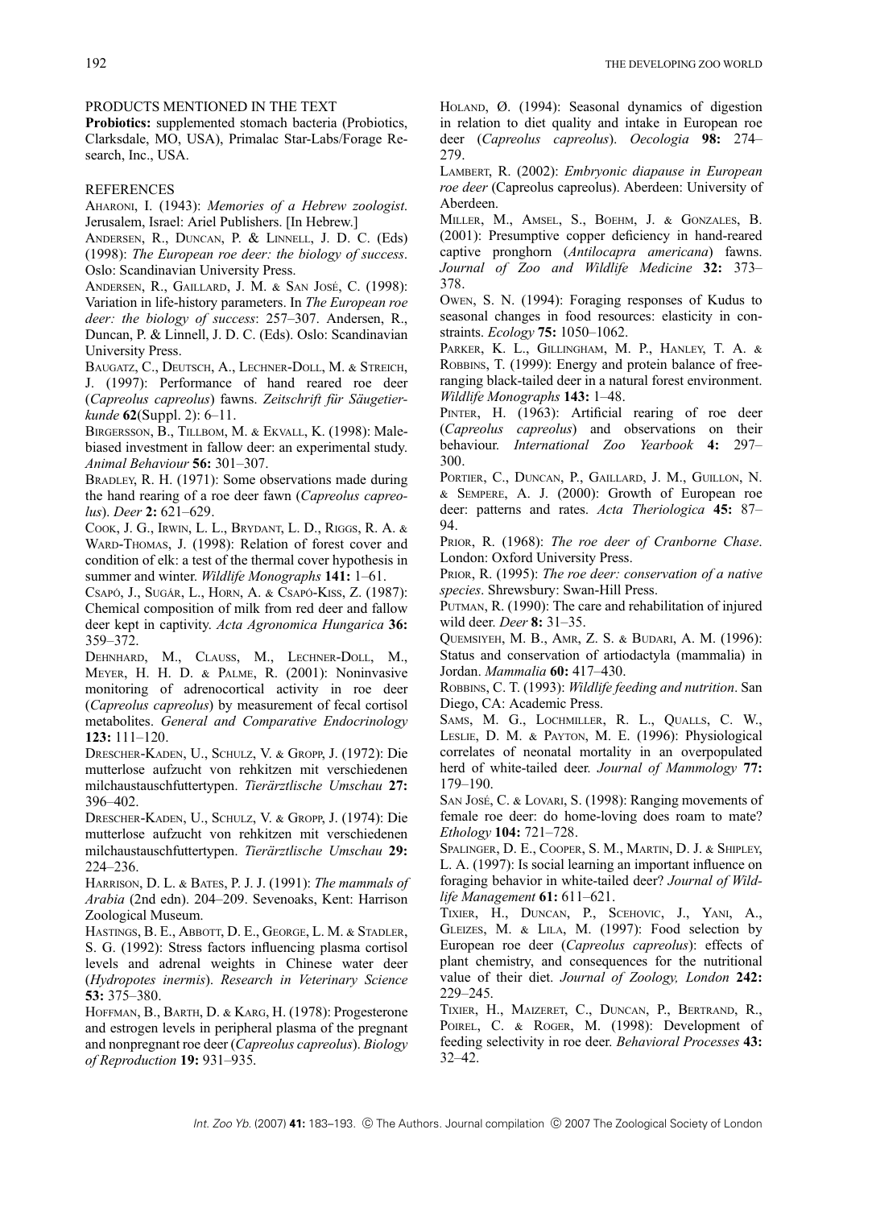## PRODUCTS MENTIONED IN THE TEXT

**Probiotics:** supplemented stomach bacteria (Probiotics, Clarksdale, MO, USA), Primalac Star-Labs/Forage Research, Inc., USA.

## REFERENCES

AHARONI, I. (1943): *Memories of a Hebrew zoologist*. Jerusalem, Israel: Ariel Publishers. [In Hebrew.]

ANDERSEN, R., DUNCAN, P. & LINNELL, J. D. C. (Eds) (1998): *The European roe deer: the biology of success*. Oslo: Scandinavian University Press.

ANDERSEN, R., GAILLARD, J. M. & SAN JOSÉ, C. (1998): Variation in life-history parameters. In *The European roe deer: the biology of success*: 257–307. Andersen, R., Duncan, P. & Linnell, J. D. C. (Eds). Oslo: Scandinavian University Press.

BAUGATZ, C., DEUTSCH, A., LECHNER-DOLL, M. & STREICH, J. (1997): Performance of hand reared roe deer (*Capreolus capreolus*) fawns. *Zeitschrift für Säugetierkunde* **62**(Suppl. 2): 6–11.

BIRGERSSON, B., TILLBOM, M. & EKVALL, K. (1998): Male-biased investment in fallow deer: an experimental study. *Animal Behaviour* **56:** 301–307.

BRADLEY, R. H. (1971): Some observations made during the hand rearing of a roe deer fawn (*Capreolus capreolus*). *Deer* **2:** 621–629.

COOK, J. G., IRWIN, L. L., BRYDANT, L. D., RIGGS, R. A. & WARD-THOMAS, J. (1998): Relation of forest cover and condition of elk: a test of the thermal cover hypothesis in summer and winter. *Wildlife Monographs* **141:** 1–61.

CSAPÓ, J., SUGÁR, L., HORN, A. & CSAPÓ-KISS, Z. (1987): Chemical composition of milk from red deer and fallow deer kept in captivity. *Acta Agronomica Hungarica* **36:** 359–372.

DEHNHARD, M., CLAUSS, M., LECHNER-DOLL, M., MEYER, H. H. D. & PALME, R. (2001): Noninvasive monitoring of adrenocortical activity in roe deer (*Capreolus capreolus*) by measurement of fecal cortisol metabolites. *General and Comparative Endocrinology* **123:** 111–120.

DRESCHER-KADEN, U., SCHULZ, V. & GROPP, J. (1972): Die mutterlose aufzucht von rehkitzen mit verschiedenen milchaustauschfuttertypen. *Tierärztlische Umschau* **27:** 396–402.

DRESCHER-KADEN, U., SCHULZ, V. & GROPP, J. (1974): Die mutterlose aufzucht von rehkitzen mit verschiedenen milchaustauschfuttertypen. *Tierärztlische Umschau* **29:** 224–236.

HARRISON, D. L. & BATES, P. J. J. (1991): *The mammals of Arabia* (2nd edn). 204–209. Sevenoaks, Kent: Harrison Zoological Museum.

HASTINGS, B. E., ABBOTT, D. E., GEORGE, L. M. & STADLER, S. G. (1992): Stress factors influencing plasma cortisol levels and adrenal weights in Chinese water deer (*Hydropotes inermis*). *Research in Veterinary Science* **53:** 375–380.

HOFFMAN, B., BARTH, D. & KARG, H. (1978): Progesterone and estrogen levels in peripheral plasma of the pregnant and nonpregnant roe deer (*Capreolus capreolus*). *Biology of Reproduction* **19:** 931–935.

HOLAND, Ø. (1994): Seasonal dynamics of digestion in relation to diet quality and intake in European roe deer (*Capreolus capreolus*). *Oecologia* **98:** 274–279.

LAMBERT, R. (2002): *Embryonic diapause in European roe deer* (Capreolus capreolus). Aberdeen: University of Aberdeen.

MILLER, M., AMSEL, S., BOEHM, J. & GONZALES, B. (2001): Presumptive copper deficiency in hand-reared captive pronghorn (*Antilocapra americana*) fawns. *Journal of Zoo and Wildlife Medicine* **32:** 373–378.

OWEN, S. N. (1994): Foraging responses of Kudus to seasonal changes in food resources: elasticity in constraints. *Ecology* **75:** 1050–1062.

PARKER, K. L., GILLINGHAM, M. P., HANLEY, T. A. & ROBBINS, T. (1999): Energy and protein balance of free-ranging black-tailed deer in a natural forest environment. *Wildlife Monographs* **143:** 1–48.

PINTER, H. (1963): Artificial rearing of roe deer (*Capreolus capreolus*) and observations on their behaviour. *International Zoo Yearbook* **4:** 297–300.

PORTIER, C., DUNCAN, P., GAILLARD, J. M., GUILLON, N. & SEMPERE, A. J. (2000): Growth of European roe deer: patterns and rates. *Acta Theriologica* **45:** 87–94.

PRIOR, R. (1968): *The roe deer of Cranborne Chase*. London: Oxford University Press.

PRIOR, R. (1995): *The roe deer: conservation of a native species*. Shrewsbury: Swan-Hill Press.

PUTMAN, R. (1990): The care and rehabilitation of injured wild deer. *Deer* **8:** 31–35.

QUEMSIYEH, M. B., AMR, Z. S. & BUDARI, A. M. (1996): Status and conservation of artiodactyla (mammalia) in Jordan. *Mammalia* **60:** 417–430.

ROBBINS, C. T. (1993): *Wildlife feeding and nutrition*. San Diego, CA: Academic Press.

SAMS, M. G., LOCHMILLER, R. L., QUALLS, C. W., LESLIE, D. M. & PAYTON, M. E. (1996): Physiological correlates of neonatal mortality in an overpopulated herd of white-tailed deer. *Journal of Mammology* **77:** 179–190.

SAN JOSÉ, C. & LOVARI, S. (1998): Ranging movements of female roe deer: do home-loving does roam to mate? *Ethology* **104:** 721–728.

SPALINGER, D. E., COOPER, S. M., MARTIN, D. J. & SHIPLEY, L. A. (1997): Is social learning an important influence on foraging behavior in white-tailed deer? *Journal of Wildlife Management* **61:** 611–621.

TIXIER, H., DUNCAN, P., SCEHOVIC, J., YANI, A., GLEIZES, M. & LILA, M. (1997): Food selection by European roe deer (*Capreolus capreolus*): effects of plant chemistry, and consequences for the nutritional value of their diet. *Journal of Zoology, London* **242:** 229–245.

TIXIER, H., MAIZERET, C., DUNCAN, P., BERTRAND, R., POIREL, C. & ROGER, M. (1998): Development of feeding selectivity in roe deer. *Behavioral Processes* **43:** 32–42.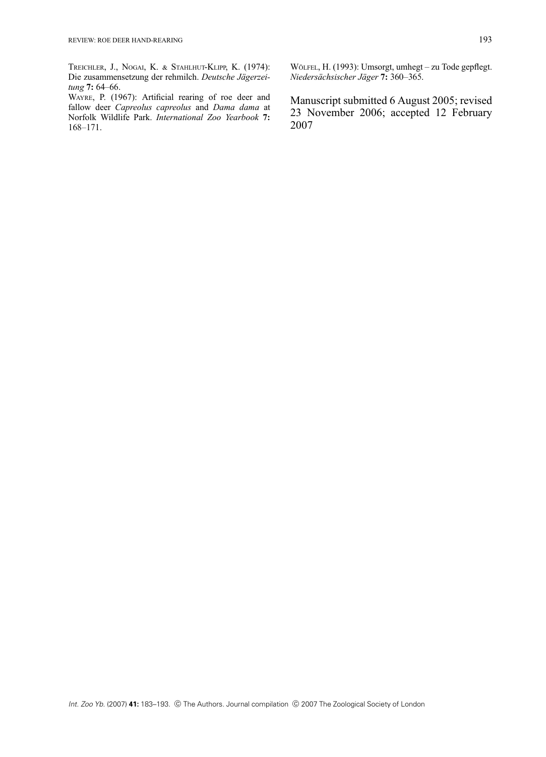TREICHLER, J., NOGAI, K. & STAHLHUT-KLIPP, K. (1974): Die zusammensetzung der rehmilch. *Deutsche Jägerzeitung* **7:** 64–66.

WAYRE, P. (1967): Artificial rearing of roe deer and fallow deer *Capreolus capreolus* and *Dama dama* at Norfolk Wildlife Park. *International Zoo Yearbook* **7:** 168–171.

WÖLFEL, H. (1993): Umsorgt, umhegt – zu Tode gepflegt. *Niedersächsischer Jäger* **7:** 360–365.

Manuscript submitted 6 August 2005; revised 23 November 2006; accepted 12 February 2007